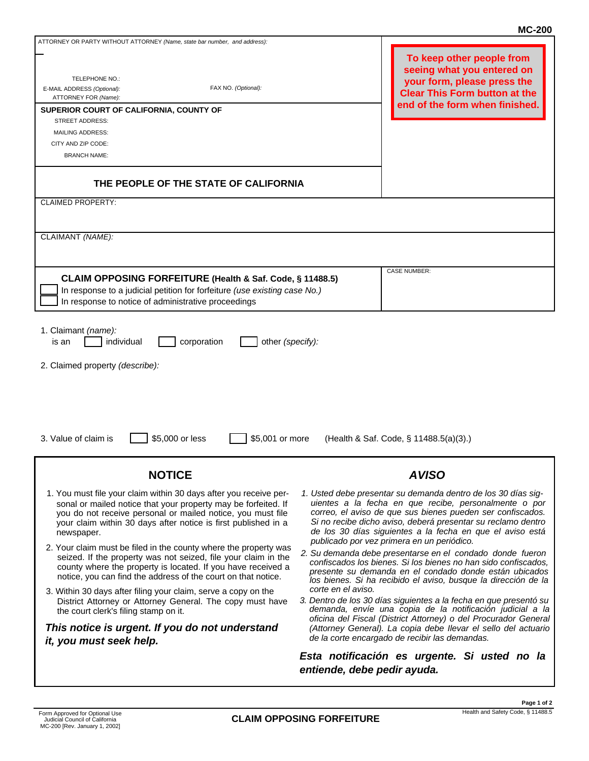MC-200

ATTORNEY OR PARTY WITHOUT ATTORNEY *(Name, state bar number, and address):*

TELEPHONE NO.:

E-MAIL ADDRESS *(Optional):*

FAX NO. *(Optional):*

ATTORNEY FOR *(Name):*

**To keep other people from seeing what you entered on your form, please press the Clear This Form button at the end of the form when finished.**

**SUPERIOR COURT OF CALIFORNIA, COUNTY OF**

STREET ADDRESS:

MAILING ADDRESS:

CITY AND ZIP CODE:

BRANCH NAME:

**THE PEOPLE OF THE STATE OF CALIFORNIA**

CLAIMED PROPERTY:

CLAIMANT *(NAME):*

**CLAIM OPPOSING FORFEITURE (Health & Saf. Code, § 11488.5)**

☐ In response to a judicial petition for forfeiture *(use existing case No.)*

☐ In response to notice of administrative proceedings

CASE NUMBER:

1. Claimant *(name):*
   is an ☐ individual ☐ corporation ☐ other *(specify):*

2. Claimed property *(describe):*

3. Value of claim is ☐ $5,000 or less ☐ $5,001 or more (Health & Saf. Code, § 11488.5(a)(3).)

## NOTICE

1. You must file your claim within 30 days after you receive personal or mailed notice that your property may be forfeited. If you do not receive personal or mailed notice, you must file your claim within 30 days after notice is first published in a newspaper.
2. Your claim must be filed in the county where the property was seized. If the property was not seized, file your claim in the county where the property is located. If you have received a notice, you can find the address of the court on that notice.
3. Within 30 days after filing your claim, serve a copy on the District Attorney or Attorney General. The copy must have the court clerk's filing stamp on it.

***This notice is urgent. If you do not understand it, you must seek help.***

## *AVISO*

*1. Usted debe presentar su demanda dentro de los 30 días siguientes a la fecha en que recibe, personalmente o por correo, el aviso de que sus bienes pueden ser confiscados. Si no recibe dicho aviso, deberá presentar su reclamo dentro de los 30 días siguientes a la fecha en que el aviso está publicado por vez primera en un periódico.*

*2. Su demanda debe presentarse en el condado donde fueron confiscados los bienes. Si los bienes no han sido confiscados, presente su demanda en el condado donde están ubicados los bienes. Si ha recibido el aviso, busque la dirección de la corte en el aviso.*

*3. Dentro de los 30 días siguientes a la fecha en que presentó su demanda, envíe una copia de la notificación judicial a la oficina del Fiscal (District Attorney) o del Procurador General (Attorney General). La copia debe llevar el sello del actuario de la corte encargado de recibir las demandas.*

***Esta notificación es urgente. Si usted no la entiende, debe pedir ayuda.***

Form Approved for Optional Use
Judicial Council of California
MC-200 [Rev. January 1, 2002]

**CLAIM OPPOSING FORFEITURE**

Health and Safety Code, § 11488.5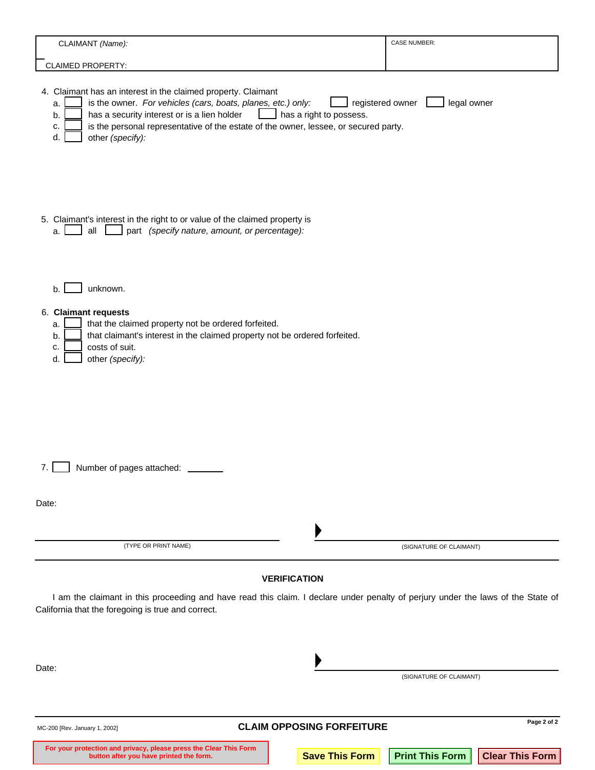| CLAIMANT *(Name):* | CASE NUMBER: |
| --- | --- |
| CLAIMED PROPERTY: | |

4. Claimant has an interest in the claimed property. Claimant
   a. ☐ is the owner. *For vehicles (cars, boats, planes, etc.) only:* ☐ registered owner ☐ legal owner
   b. ☐ has a security interest or is a lien holder ☐ has a right to possess.
   c. ☐ is the personal representative of the estate of the owner, lessee, or secured party.
   d. ☐ other *(specify):*

5. Claimant's interest in the right to or value of the claimed property is
   a. ☐ all ☐ part *(specify nature, amount, or percentage):*

   b. ☐ unknown.

6. **Claimant requests**
   a. ☐ that the claimed property not be ordered forfeited.
   b. ☐ that claimant's interest in the claimed property not be ordered forfeited.
   c. ☐ costs of suit.
   d. ☐ other *(specify):*

7. ☐ Number of pages attached: ________

Date:

______________________________ ▶ ______________________________
(TYPE OR PRINT NAME) (SIGNATURE OF CLAIMANT)

**VERIFICATION**

I am the claimant in this proceeding and have read this claim. I declare under penalty of perjury under the laws of the State of California that the foregoing is true and correct.

Date:

▶ ______________________________
(SIGNATURE OF CLAIMANT)

MC-200 [Rev. January 1, 2002]

**CLAIM OPPOSING FORFEITURE**

**For your protection and privacy, please press the Clear This Form button after you have printed the form.**

**Save This Form** **Print This Form** **Clear This Form**